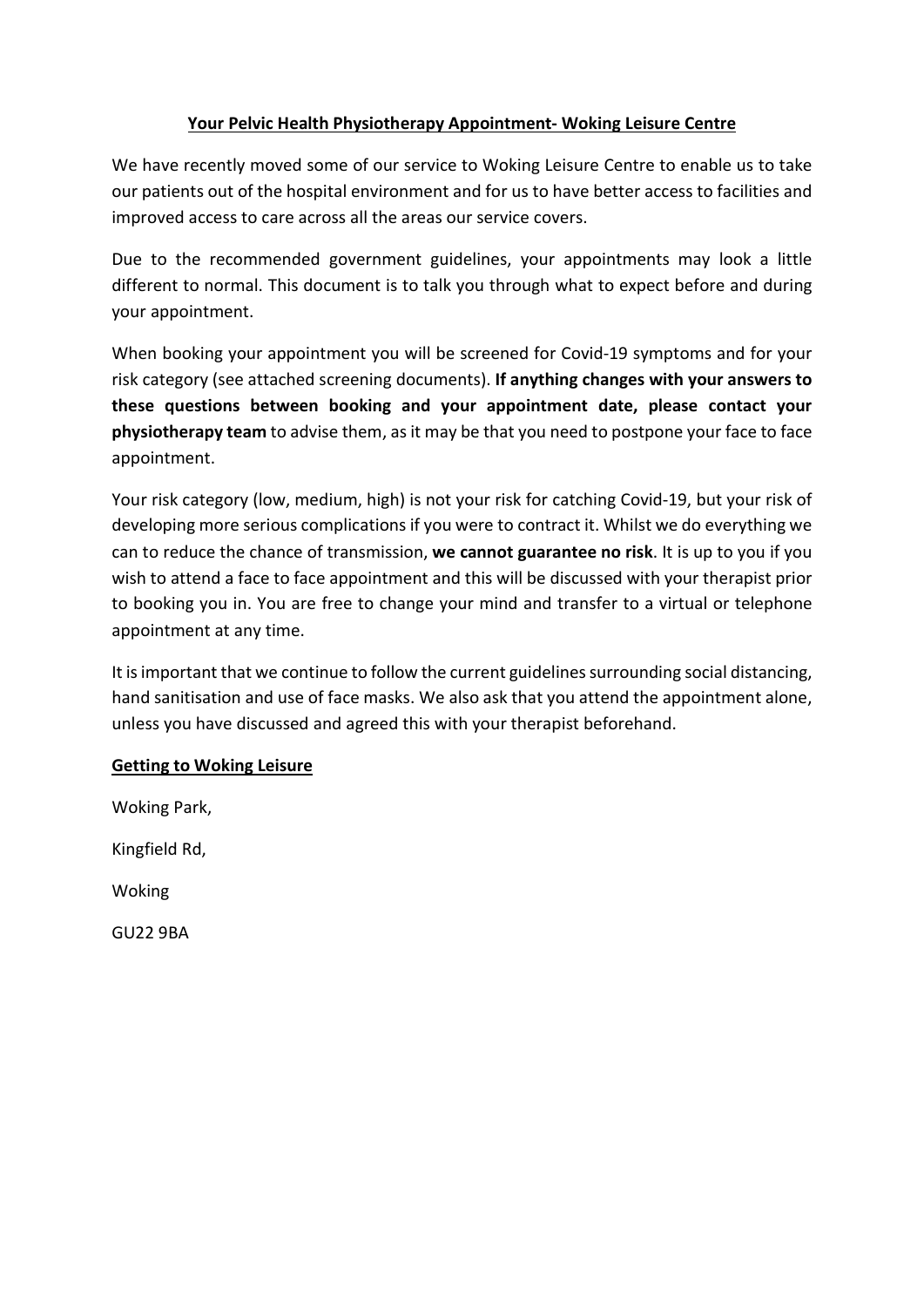## Your Pelvic Health Physiotherapy Appointment- Woking Leisure Centre

We have recently moved some of our service to Woking Leisure Centre to enable us to take our patients out of the hospital environment and for us to have better access to facilities and improved access to care across all the areas our service covers.

Due to the recommended government guidelines, your appointments may look a little different to normal. This document is to talk you through what to expect before and during your appointment.

When booking your appointment you will be screened for Covid-19 symptoms and for your risk category (see attached screening documents). **If anything changes with your answers to these questions between booking and your appointment date, please contact your physiotherapy team** to advise them, as it may be that you need to postpone your face to face appointment.

Your risk category (low, medium, high) is not your risk for catching Covid-19, but your risk of developing more serious complications if you were to contract it. Whilst we do everything we can to reduce the chance of transmission, **we cannot guarantee no risk**. It is up to you if you wish to attend a face to face appointment and this will be discussed with your therapist prior to booking you in. You are free to change your mind and transfer to a virtual or telephone appointment at any time.

It is important that we continue to follow the current guidelines surrounding social distancing, hand sanitisation and use of face masks. We also ask that you attend the appointment alone, unless you have discussed and agreed this with your therapist beforehand.

### Getting to Woking Leisure

Woking Park,

Kingfield Rd,

Woking

GU22 9BA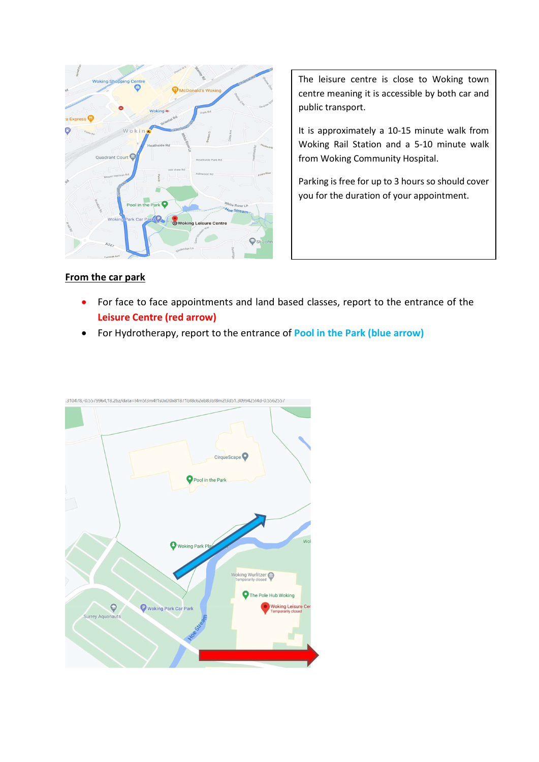The leisure centre is close to Woking town centre meaning it is accessible by both car and public transport.

It is approximately a 10-15 minute walk from Woking Rail Station and a 5-10 minute walk from Woking Community Hospital.

Parking is free for up to 3 hours so should cover you for the duration of your appointment.

## From the car park

- For face to face appointments and land based classes, report to the entrance of the **Leisure Centre (red arrow)**
- For Hydrotherapy, report to the entrance of **Pool in the Park (blue arrow)**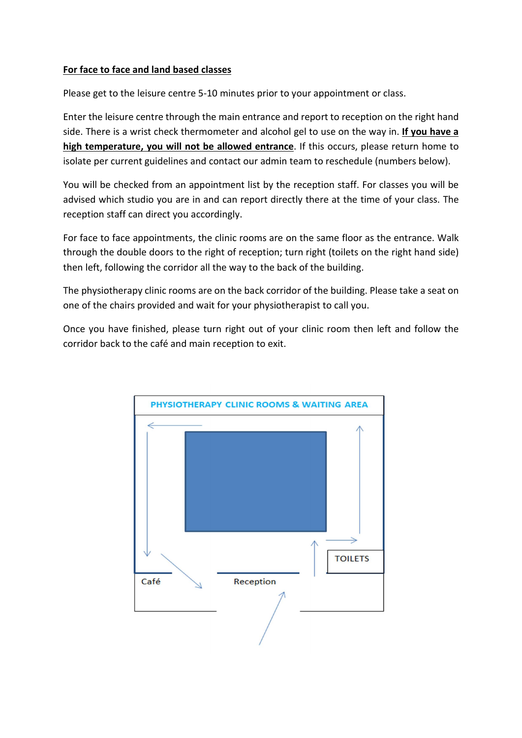**For face to face and land based classes**

Please get to the leisure centre 5-10 minutes prior to your appointment or class.

Enter the leisure centre through the main entrance and report to reception on the right hand side. There is a wrist check thermometer and alcohol gel to use on the way in. **If you have a high temperature, you will not be allowed entrance**. If this occurs, please return home to isolate per current guidelines and contact our admin team to reschedule (numbers below).

You will be checked from an appointment list by the reception staff. For classes you will be advised which studio you are in and can report directly there at the time of your class. The reception staff can direct you accordingly.

For face to face appointments, the clinic rooms are on the same floor as the entrance. Walk through the double doors to the right of reception; turn right (toilets on the right hand side) then left, following the corridor all the way to the back of the building.

The physiotherapy clinic rooms are on the back corridor of the building. Please take a seat on one of the chairs provided and wait for your physiotherapist to call you.

Once you have finished, please turn right out of your clinic room then left and follow the corridor back to the café and main reception to exit.

PHYSIOTHERAPY CLINIC ROOMS & WAITING AREA

TOILETS

Café

Reception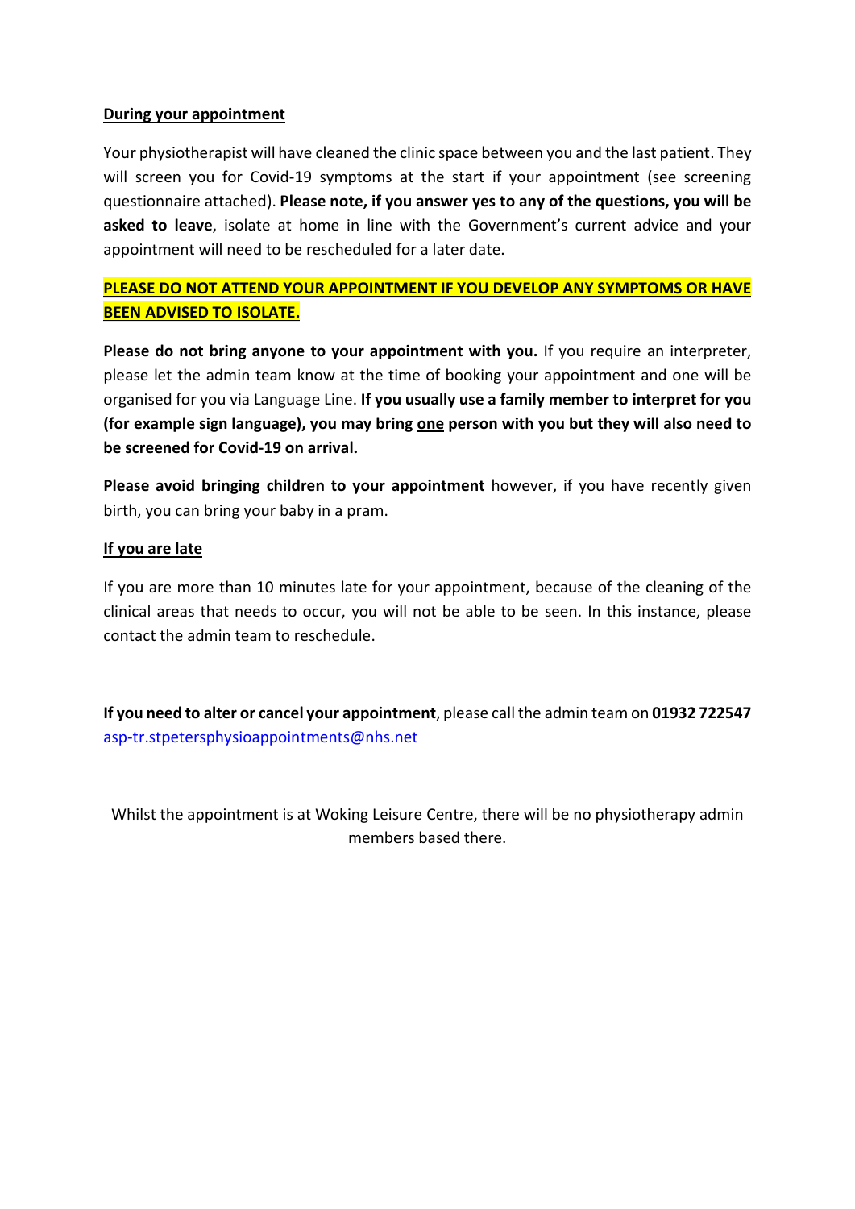**<u>During your appointment</u>**

Your physiotherapist will have cleaned the clinic space between you and the last patient. They will screen you for Covid-19 symptoms at the start if your appointment (see screening questionnaire attached). **Please note, if you answer yes to any of the questions, you will be asked to leave**, isolate at home in line with the Government's current advice and your appointment will need to be rescheduled for a later date.

**<u>PLEASE DO NOT ATTEND YOUR APPOINTMENT IF YOU DEVELOP ANY SYMPTOMS OR HAVE BEEN ADVISED TO ISOLATE.</u>**

**Please do not bring anyone to your appointment with you.** If you require an interpreter, please let the admin team know at the time of booking your appointment and one will be organised for you via Language Line. **If you usually use a family member to interpret for you (for example sign language), you may bring <u>one</u> person with you but they will also need to be screened for Covid-19 on arrival.**

**Please avoid bringing children to your appointment** however, if you have recently given birth, you can bring your baby in a pram.

**<u>If you are late</u>**

If you are more than 10 minutes late for your appointment, because of the cleaning of the clinical areas that needs to occur, you will not be able to be seen. In this instance, please contact the admin team to reschedule.

**If you need to alter or cancel your appointment**, please call the admin team on **01932 722547** asp-tr.stpetersphysioappointments@nhs.net

Whilst the appointment is at Woking Leisure Centre, there will be no physiotherapy admin members based there.